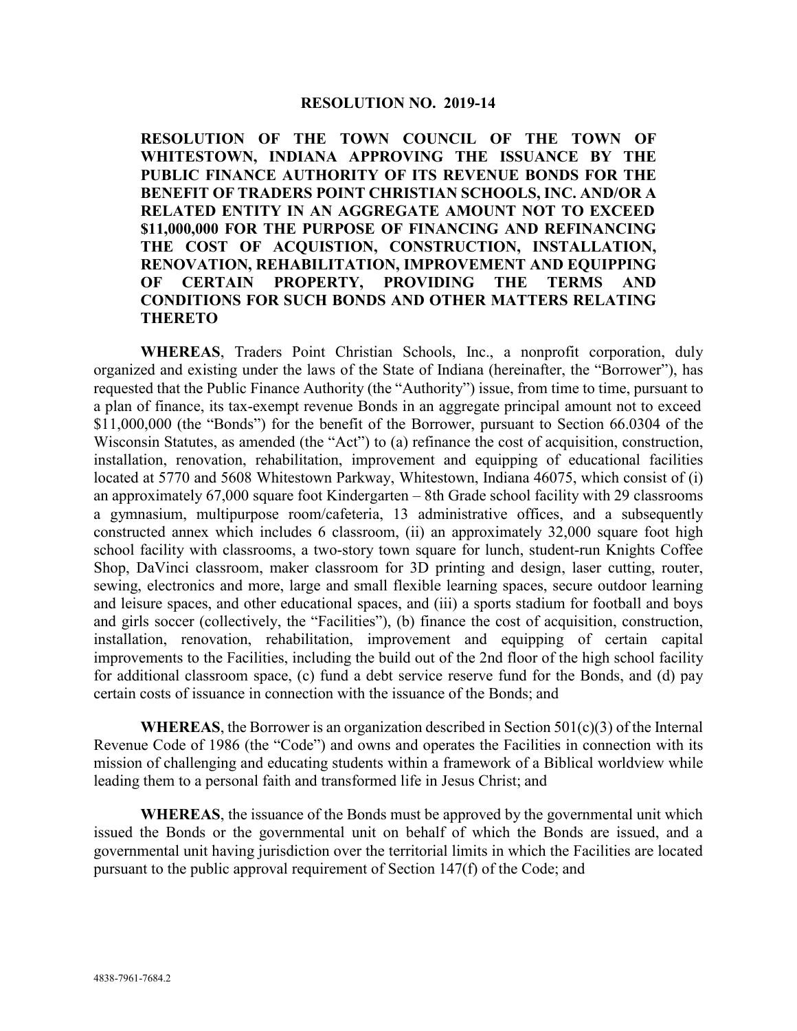**RESOLUTION NO. 2019-14**

**RESOLUTION OF THE TOWN COUNCIL OF THE TOWN OF WHITESTOWN, INDIANA APPROVING THE ISSUANCE BY THE PUBLIC FINANCE AUTHORITY OF ITS REVENUE BONDS FOR THE BENEFIT OF TRADERS POINT CHRISTIAN SCHOOLS, INC. AND/OR A RELATED ENTITY IN AN AGGREGATE AMOUNT NOT TO EXCEED $11,000,000 FOR THE PURPOSE OF FINANCING AND REFINANCING THE COST OF ACQUISTION, CONSTRUCTION, INSTALLATION, RENOVATION, REHABILITATION, IMPROVEMENT AND EQUIPPING OF CERTAIN PROPERTY, PROVIDING THE TERMS AND CONDITIONS FOR SUCH BONDS AND OTHER MATTERS RELATING THERETO**

**WHEREAS**, Traders Point Christian Schools, Inc., a nonprofit corporation, duly organized and existing under the laws of the State of Indiana (hereinafter, the "Borrower"), has requested that the Public Finance Authority (the "Authority") issue, from time to time, pursuant to a plan of finance, its tax-exempt revenue Bonds in an aggregate principal amount not to exceed $11,000,000 (the "Bonds") for the benefit of the Borrower, pursuant to Section 66.0304 of the Wisconsin Statutes, as amended (the "Act") to (a) refinance the cost of acquisition, construction, installation, renovation, rehabilitation, improvement and equipping of educational facilities located at 5770 and 5608 Whitestown Parkway, Whitestown, Indiana 46075, which consist of (i) an approximately 67,000 square foot Kindergarten – 8th Grade school facility with 29 classrooms a gymnasium, multipurpose room/cafeteria, 13 administrative offices, and a subsequently constructed annex which includes 6 classroom, (ii) an approximately 32,000 square foot high school facility with classrooms, a two-story town square for lunch, student-run Knights Coffee Shop, DaVinci classroom, maker classroom for 3D printing and design, laser cutting, router, sewing, electronics and more, large and small flexible learning spaces, secure outdoor learning and leisure spaces, and other educational spaces, and (iii) a sports stadium for football and boys and girls soccer (collectively, the "Facilities"), (b) finance the cost of acquisition, construction, installation, renovation, rehabilitation, improvement and equipping of certain capital improvements to the Facilities, including the build out of the 2nd floor of the high school facility for additional classroom space, (c) fund a debt service reserve fund for the Bonds, and (d) pay certain costs of issuance in connection with the issuance of the Bonds; and

**WHEREAS**, the Borrower is an organization described in Section 501(c)(3) of the Internal Revenue Code of 1986 (the "Code") and owns and operates the Facilities in connection with its mission of challenging and educating students within a framework of a Biblical worldview while leading them to a personal faith and transformed life in Jesus Christ; and

**WHEREAS**, the issuance of the Bonds must be approved by the governmental unit which issued the Bonds or the governmental unit on behalf of which the Bonds are issued, and a governmental unit having jurisdiction over the territorial limits in which the Facilities are located pursuant to the public approval requirement of Section 147(f) of the Code; and

4838-7961-7684.2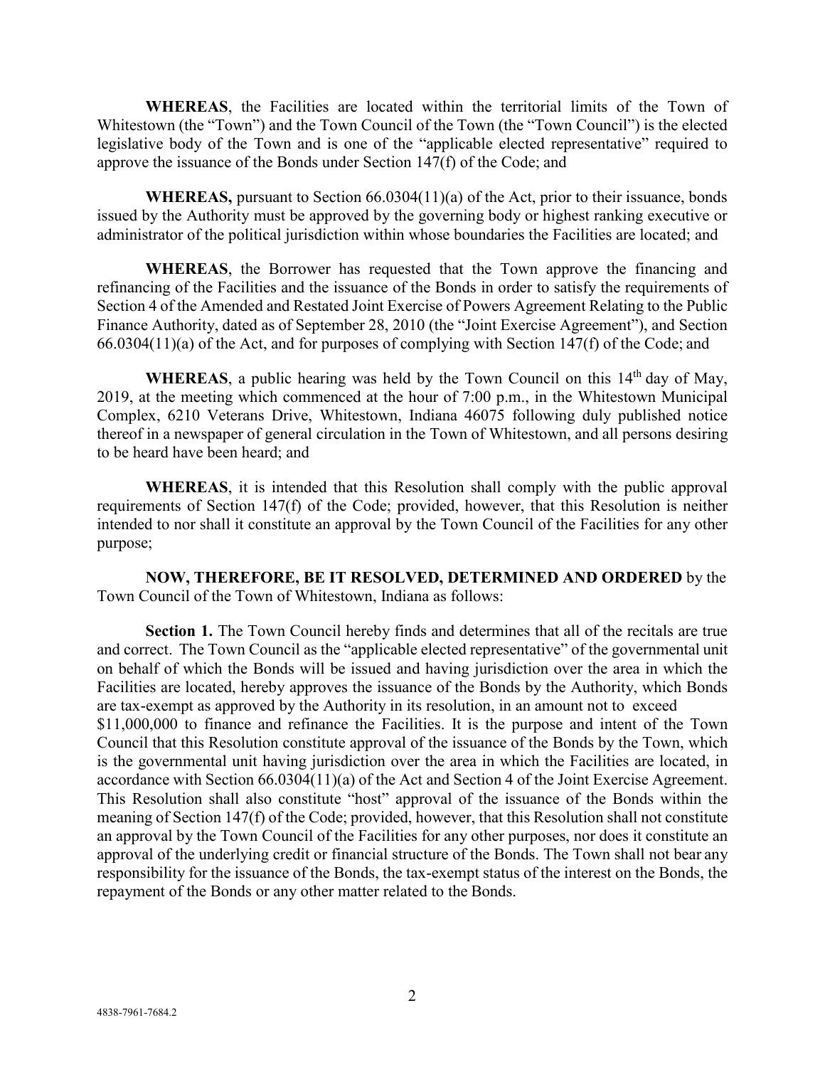**WHEREAS**, the Facilities are located within the territorial limits of the Town of Whitestown (the "Town") and the Town Council of the Town (the "Town Council") is the elected legislative body of the Town and is one of the "applicable elected representative" required to approve the issuance of the Bonds under Section 147(f) of the Code; and

**WHEREAS,** pursuant to Section 66.0304(11)(a) of the Act, prior to their issuance, bonds issued by the Authority must be approved by the governing body or highest ranking executive or administrator of the political jurisdiction within whose boundaries the Facilities are located; and

**WHEREAS**, the Borrower has requested that the Town approve the financing and refinancing of the Facilities and the issuance of the Bonds in order to satisfy the requirements of Section 4 of the Amended and Restated Joint Exercise of Powers Agreement Relating to the Public Finance Authority, dated as of September 28, 2010 (the "Joint Exercise Agreement"), and Section 66.0304(11)(a) of the Act, and for purposes of complying with Section 147(f) of the Code; and

**WHEREAS**, a public hearing was held by the Town Council on this 14th day of May, 2019, at the meeting which commenced at the hour of 7:00 p.m., in the Whitestown Municipal Complex, 6210 Veterans Drive, Whitestown, Indiana 46075 following duly published notice thereof in a newspaper of general circulation in the Town of Whitestown, and all persons desiring to be heard have been heard; and

**WHEREAS**, it is intended that this Resolution shall comply with the public approval requirements of Section 147(f) of the Code; provided, however, that this Resolution is neither intended to nor shall it constitute an approval by the Town Council of the Facilities for any other purpose;

**NOW, THEREFORE, BE IT RESOLVED, DETERMINED AND ORDERED** by the Town Council of the Town of Whitestown, Indiana as follows:

**Section 1.** The Town Council hereby finds and determines that all of the recitals are true and correct. The Town Council as the "applicable elected representative" of the governmental unit on behalf of which the Bonds will be issued and having jurisdiction over the area in which the Facilities are located, hereby approves the issuance of the Bonds by the Authority, which Bonds are tax-exempt as approved by the Authority in its resolution, in an amount not to exceed $11,000,000 to finance and refinance the Facilities. It is the purpose and intent of the Town Council that this Resolution constitute approval of the issuance of the Bonds by the Town, which is the governmental unit having jurisdiction over the area in which the Facilities are located, in accordance with Section 66.0304(11)(a) of the Act and Section 4 of the Joint Exercise Agreement. This Resolution shall also constitute "host" approval of the issuance of the Bonds within the meaning of Section 147(f) of the Code; provided, however, that this Resolution shall not constitute an approval by the Town Council of the Facilities for any other purposes, nor does it constitute an approval of the underlying credit or financial structure of the Bonds. The Town shall not bear any responsibility for the issuance of the Bonds, the tax-exempt status of the interest on the Bonds, the repayment of the Bonds or any other matter related to the Bonds.

4838-7961-7684.2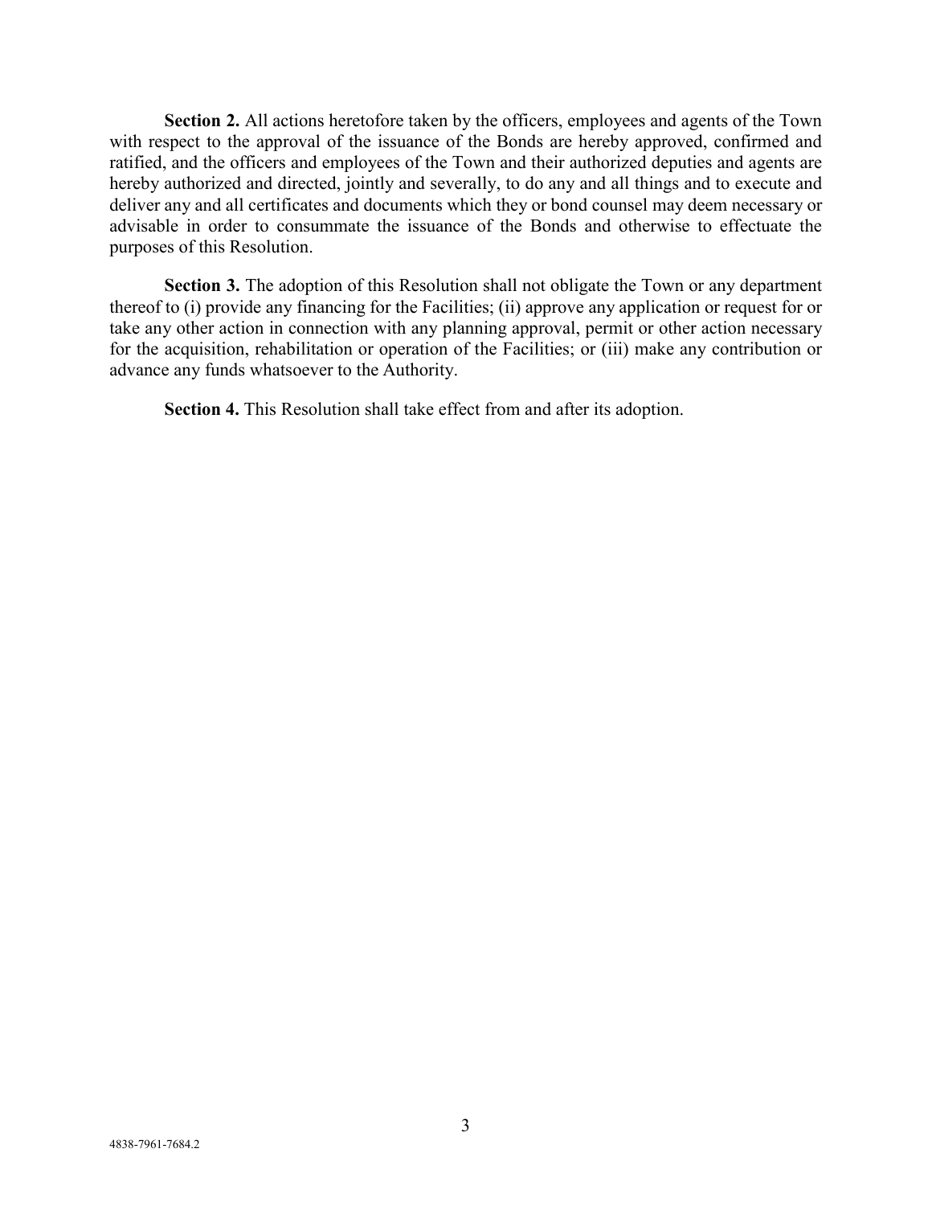**Section 2.** All actions heretofore taken by the officers, employees and agents of the Town with respect to the approval of the issuance of the Bonds are hereby approved, confirmed and ratified, and the officers and employees of the Town and their authorized deputies and agents are hereby authorized and directed, jointly and severally, to do any and all things and to execute and deliver any and all certificates and documents which they or bond counsel may deem necessary or advisable in order to consummate the issuance of the Bonds and otherwise to effectuate the purposes of this Resolution.

**Section 3.** The adoption of this Resolution shall not obligate the Town or any department thereof to (i) provide any financing for the Facilities; (ii) approve any application or request for or take any other action in connection with any planning approval, permit or other action necessary for the acquisition, rehabilitation or operation of the Facilities; or (iii) make any contribution or advance any funds whatsoever to the Authority.

**Section 4.** This Resolution shall take effect from and after its adoption.

4838-7961-7684.2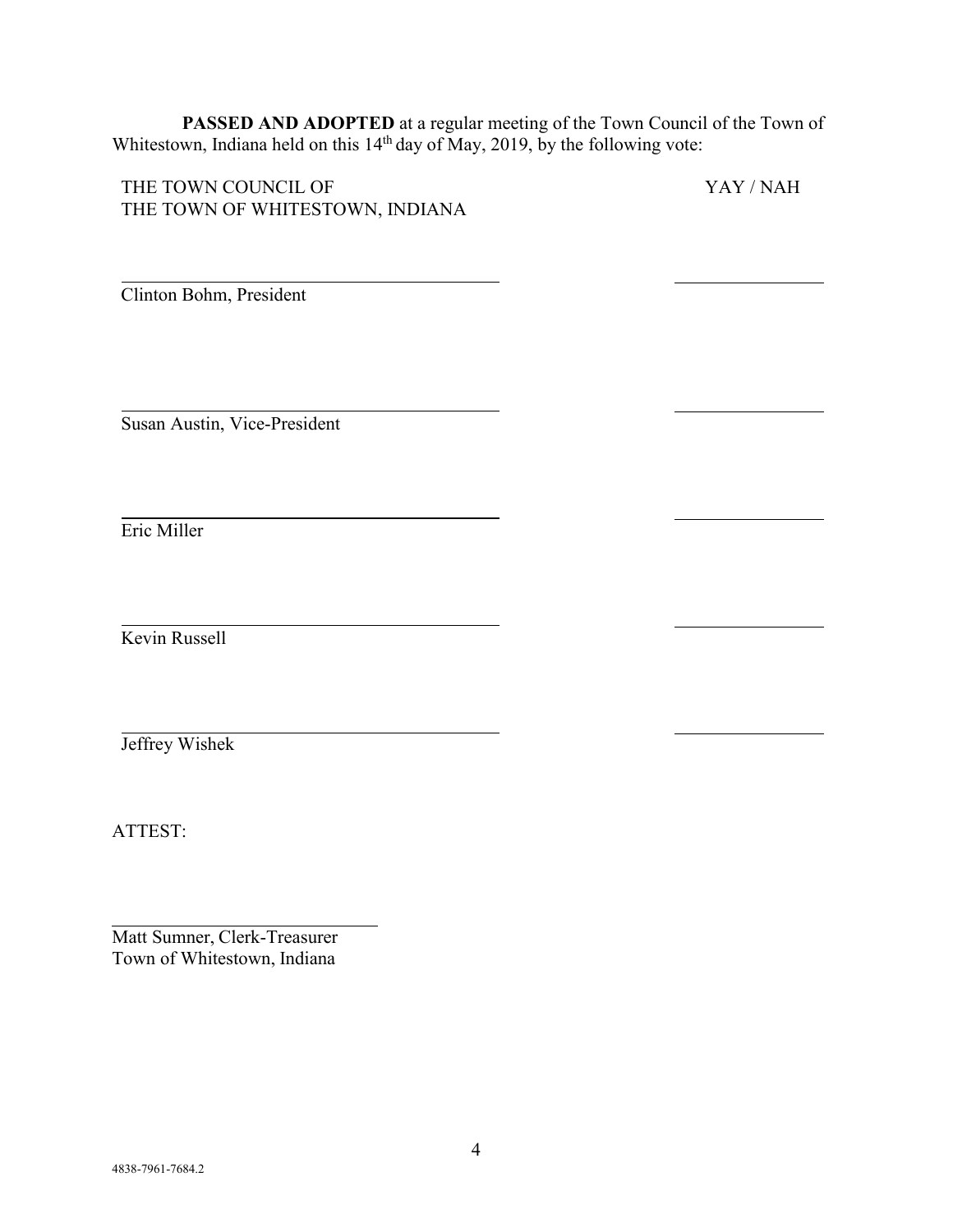**PASSED AND ADOPTED** at a regular meeting of the Town Council of the Town of Whitestown, Indiana held on this 14th day of May, 2019, by the following vote:

| THE TOWN COUNCIL OF THE TOWN OF WHITESTOWN, INDIANA | YAY / NAH |
|---|---|
| ______________________________ Clinton Bohm, President | ____________ |
| ______________________________ Susan Austin, Vice-President | ____________ |
| ______________________________ Eric Miller | ____________ |
| ______________________________ Kevin Russell | ____________ |
| ______________________________ Jeffrey Wishek | ____________ |

ATTEST:

______________________________
Matt Sumner, Clerk-Treasurer
Town of Whitestown, Indiana

4838-7961-7684.2